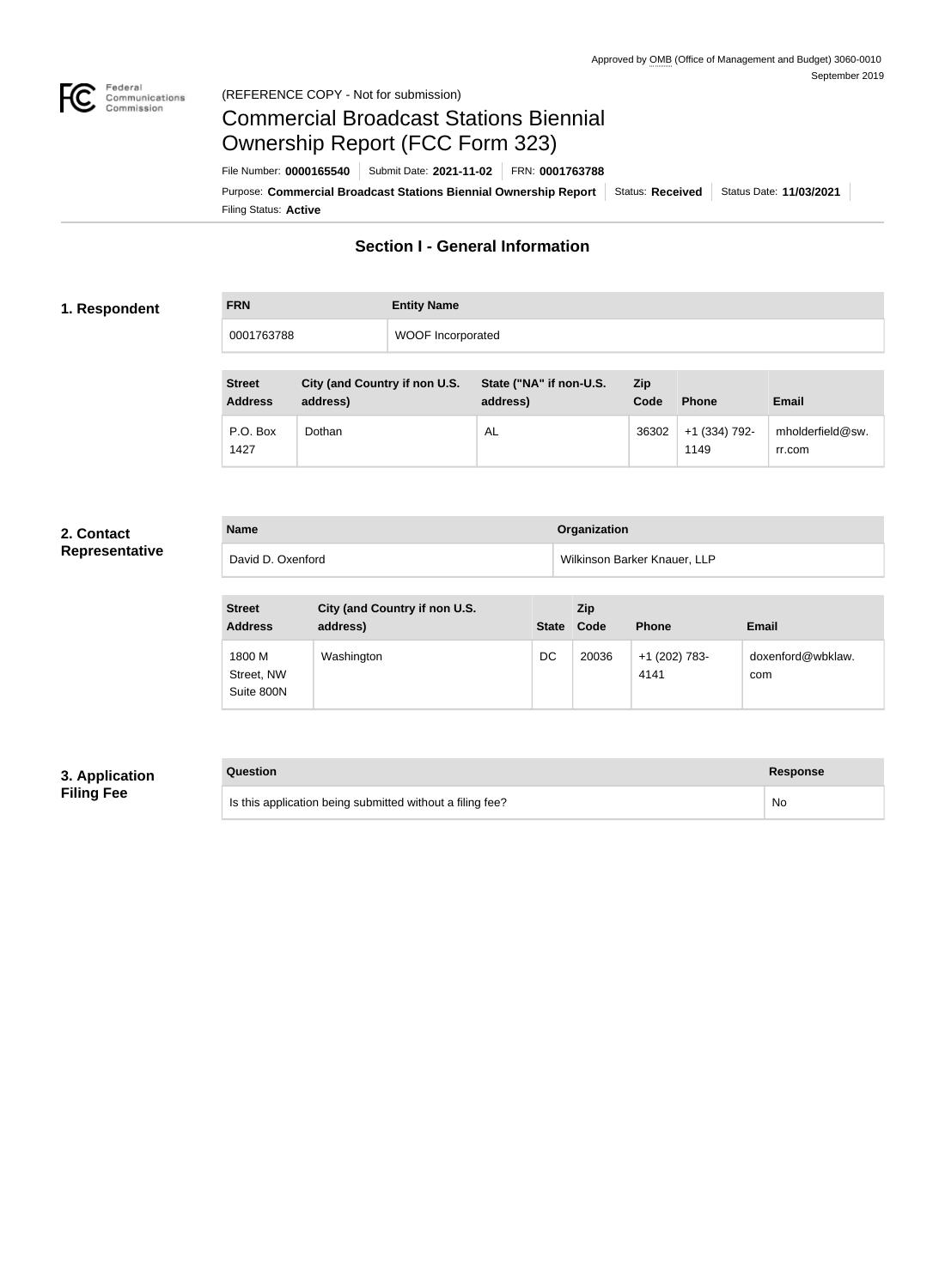Approved by OMB (Office of Management and Budget) 3060-0010
September 2019

(REFERENCE COPY - Not for submission)

# Commercial Broadcast Stations Biennial Ownership Report (FCC Form 323)

File Number: **0000165540** | Submit Date: **2021-11-02** | FRN: **0001763788**

Purpose: **Commercial Broadcast Stations Biennial Ownership Report** | Status: **Received** | Status Date: **11/03/2021**

Filing Status: **Active**

## Section I - General Information

### 1. Respondent

| FRN | Entity Name |
|---|---|
| 0001763788 | WOOF Incorporated |

| Street Address | City (and Country if non U.S. address) | State ("NA" if non-U.S. address) | Zip Code | Phone | Email |
|---|---|---|---|---|---|
| P.O. Box 1427 | Dothan | AL | 36302 | +1 (334) 792-1149 | mholderfield@sw.rr.com |

### 2. Contact Representative

| Name | Organization |
|---|---|
| David D. Oxenford | Wilkinson Barker Knauer, LLP |

| Street Address | City (and Country if non U.S. address) | State | Zip Code | Phone | Email |
|---|---|---|---|---|---|
| 1800 M Street, NW Suite 800N | Washington | DC | 20036 | +1 (202) 783-4141 | doxenford@wbklaw.com |

### 3. Application Filing Fee

| Question | Response |
|---|---|
| Is this application being submitted without a filing fee? | No |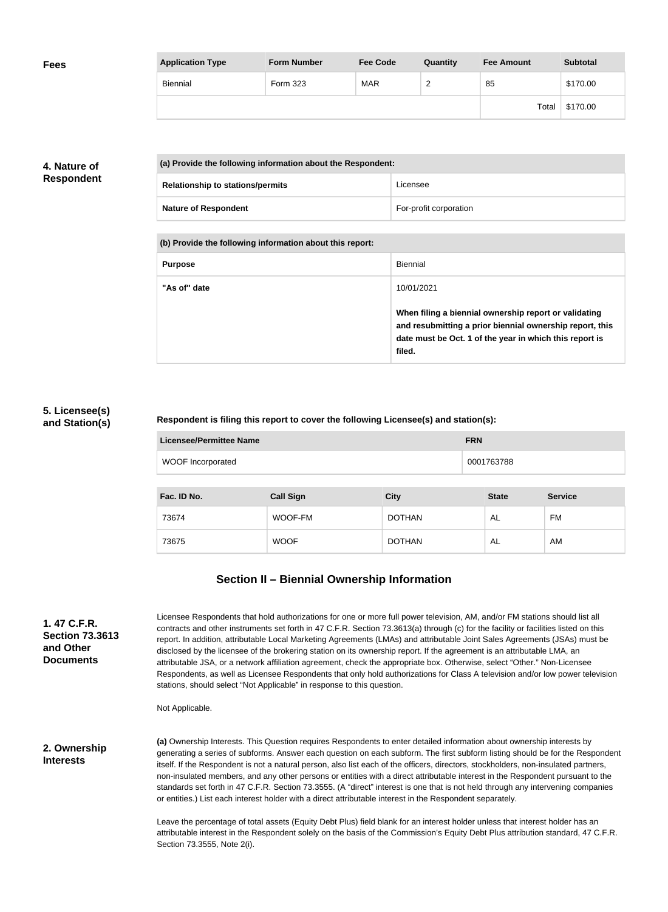**Fees**

| Application Type | Form Number | Fee Code | Quantity | Fee Amount | Subtotal |
|---|---|---|---|---|---|
| Biennial | Form 323 | MAR | 2 | 85 | $170.00 |
| | | | | Total | $170.00 |

**4. Nature of Respondent**

| (a) Provide the following information about the Respondent: | |
|---|---|
| **Relationship to stations/permits** | Licensee |
| **Nature of Respondent** | For-profit corporation |

| (b) Provide the following information about this report: | |
|---|---|
| **Purpose** | Biennial |
| **"As of" date** | 10/01/2021<br><br>**When filing a biennial ownership report or validating and resubmitting a prior biennial ownership report, this date must be Oct. 1 of the year in which this report is filed.** |

**5. Licensee(s) and Station(s)**

**Respondent is filing this report to cover the following Licensee(s) and station(s):**

| Licensee/Permittee Name | FRN |
|---|---|
| WOOF Incorporated | 0001763788 |

| Fac. ID No. | Call Sign | City | State | Service |
|---|---|---|---|---|
| 73674 | WOOF-FM | DOTHAN | AL | FM |
| 73675 | WOOF | DOTHAN | AL | AM |

## Section II – Biennial Ownership Information

**1. 47 C.F.R. Section 73.3613 and Other Documents**

Licensee Respondents that hold authorizations for one or more full power television, AM, and/or FM stations should list all contracts and other instruments set forth in 47 C.F.R. Section 73.3613(a) through (c) for the facility or facilities listed on this report. In addition, attributable Local Marketing Agreements (LMAs) and attributable Joint Sales Agreements (JSAs) must be disclosed by the licensee of the brokering station on its ownership report. If the agreement is an attributable LMA, an attributable JSA, or a network affiliation agreement, check the appropriate box. Otherwise, select "Other." Non-Licensee Respondents, as well as Licensee Respondents that only hold authorizations for Class A television and/or low power television stations, should select "Not Applicable" in response to this question.

Not Applicable.

**2. Ownership Interests**

**(a)** Ownership Interests. This Question requires Respondents to enter detailed information about ownership interests by generating a series of subforms. Answer each question on each subform. The first subform listing should be for the Respondent itself. If the Respondent is not a natural person, also list each of the officers, directors, stockholders, non-insulated partners, non-insulated members, and any other persons or entities with a direct attributable interest in the Respondent pursuant to the standards set forth in 47 C.F.R. Section 73.3555. (A "direct" interest is one that is not held through any intervening companies or entities.) List each interest holder with a direct attributable interest in the Respondent separately.

Leave the percentage of total assets (Equity Debt Plus) field blank for an interest holder unless that interest holder has an attributable interest in the Respondent solely on the basis of the Commission's Equity Debt Plus attribution standard, 47 C.F.R. Section 73.3555, Note 2(i).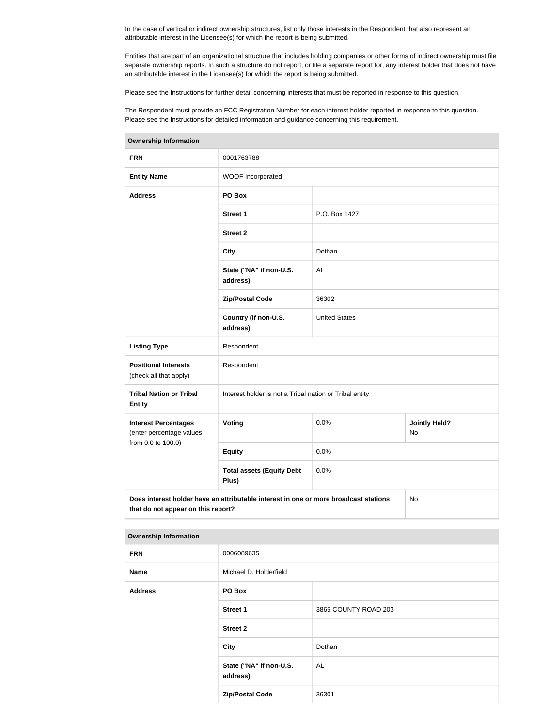In the case of vertical or indirect ownership structures, list only those interests in the Respondent that also represent an attributable interest in the Licensee(s) for which the report is being submitted.

Entities that are part of an organizational structure that includes holding companies or other forms of indirect ownership must file separate ownership reports. In such a structure do not report, or file a separate report for, any interest holder that does not have an attributable interest in the Licensee(s) for which the report is being submitted.

Please see the Instructions for further detail concerning interests that must be reported in response to this question.

The Respondent must provide an FCC Registration Number for each interest holder reported in response to this question. Please see the Instructions for detailed information and guidance concerning this requirement.

| Ownership Information | | | |
|---|---|---|---|
| **FRN** | 0001763788 | | |
| **Entity Name** | WOOF Incorporated | | |
| **Address** | **PO Box** | | |
| | **Street 1** | P.O. Box 1427 | |
| | **Street 2** | | |
| | **City** | Dothan | |
| | **State ("NA" if non-U.S. address)** | AL | |
| | **Zip/Postal Code** | 36302 | |
| | **Country (if non-U.S. address)** | United States | |
| **Listing Type** | Respondent | | |
| **Positional Interests** (check all that apply) | Respondent | | |
| **Tribal Nation or Tribal Entity** | Interest holder is not a Tribal nation or Tribal entity | | |
| **Interest Percentages** (enter percentage values from 0.0 to 100.0) | **Voting** | 0.0% | **Jointly Held?** No |
| | **Equity** | 0.0% | |
| | **Total assets (Equity Debt Plus)** | 0.0% | |
| **Does interest holder have an attributable interest in one or more broadcast stations that do not appear on this report?** | | | No |

| Ownership Information | | |
|---|---|---|
| **FRN** | 0006089635 | |
| **Name** | Michael D. Holderfield | |
| **Address** | **PO Box** | |
| | **Street 1** | 3865 COUNTY ROAD 203 |
| | **Street 2** | |
| | **City** | Dothan |
| | **State ("NA" if non-U.S. address)** | AL |
| | **Zip/Postal Code** | 36301 |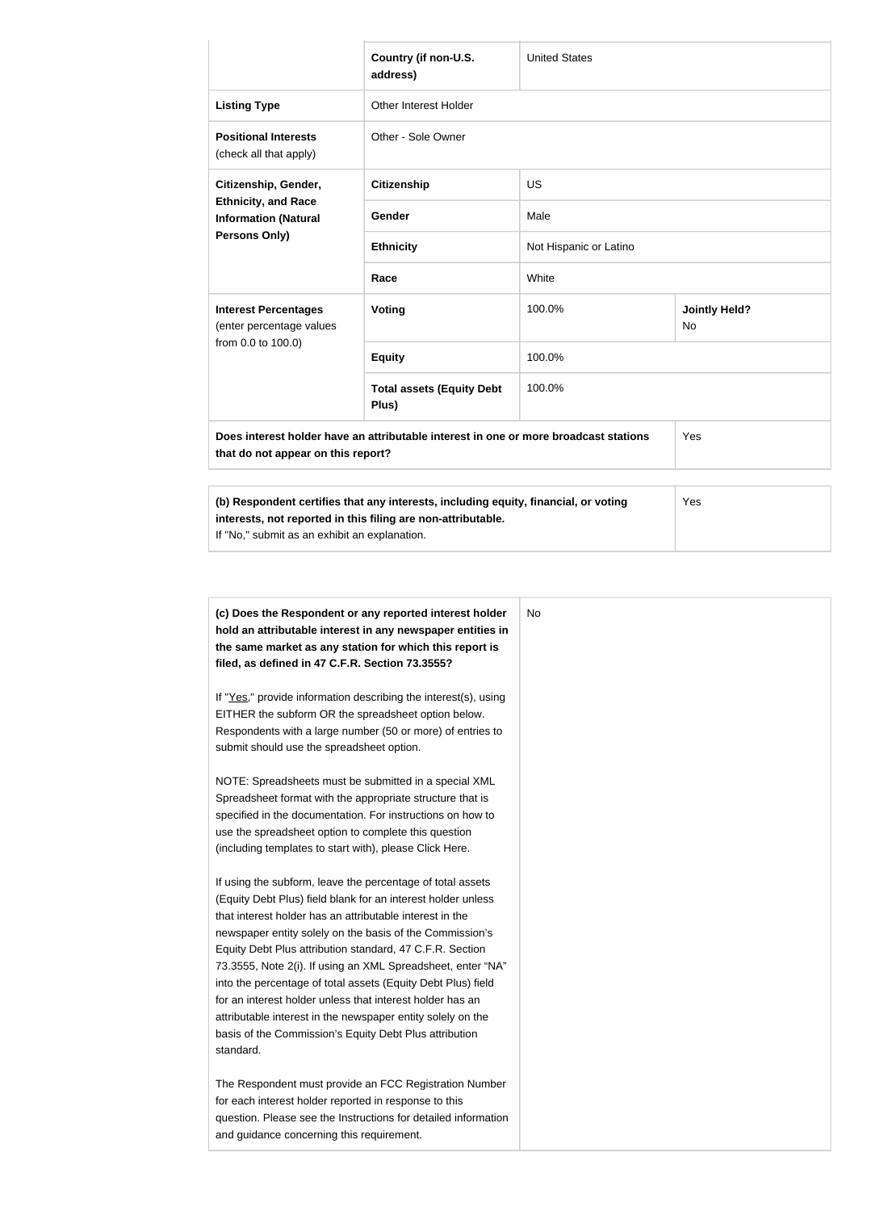| | | | |
|---|---|---|---|
| | **Country (if non-U.S. address)** | United States | |
| **Listing Type** | Other Interest Holder | | |
| **Positional Interests** (check all that apply) | Other - Sole Owner | | |
| **Citizenship, Gender, Ethnicity, and Race Information (Natural Persons Only)** | **Citizenship** | US | |
| | **Gender** | Male | |
| | **Ethnicity** | Not Hispanic or Latino | |
| | **Race** | White | |
| **Interest Percentages** (enter percentage values from 0.0 to 100.0) | **Voting** | 100.0% | **Jointly Held?** No |
| | **Equity** | 100.0% | |
| | **Total assets (Equity Debt Plus)** | 100.0% | |
| **Does interest holder have an attributable interest in one or more broadcast stations that do not appear on this report?** | | | Yes |

| | |
|---|---|
| **(b) Respondent certifies that any interests, including equity, financial, or voting interests, not reported in this filing are non-attributable.** If "No," submit as an exhibit an explanation. | Yes |

| | |
|---|---|
| **(c) Does the Respondent or any reported interest holder hold an attributable interest in any newspaper entities in the same market as any station for which this report is filed, as defined in 47 C.F.R. Section 73.3555?**<br><br>If "Yes," provide information describing the interest(s), using EITHER the subform OR the spreadsheet option below. Respondents with a large number (50 or more) of entries to submit should use the spreadsheet option.<br><br>NOTE: Spreadsheets must be submitted in a special XML Spreadsheet format with the appropriate structure that is specified in the documentation. For instructions on how to use the spreadsheet option to complete this question (including templates to start with), please Click Here.<br><br>If using the subform, leave the percentage of total assets (Equity Debt Plus) field blank for an interest holder unless that interest holder has an attributable interest in the newspaper entity solely on the basis of the Commission's Equity Debt Plus attribution standard, 47 C.F.R. Section 73.3555, Note 2(i). If using an XML Spreadsheet, enter "NA" into the percentage of total assets (Equity Debt Plus) field for an interest holder unless that interest holder has an attributable interest in the newspaper entity solely on the basis of the Commission's Equity Debt Plus attribution standard.<br><br>The Respondent must provide an FCC Registration Number for each interest holder reported in response to this question. Please see the Instructions for detailed information and guidance concerning this requirement. | No |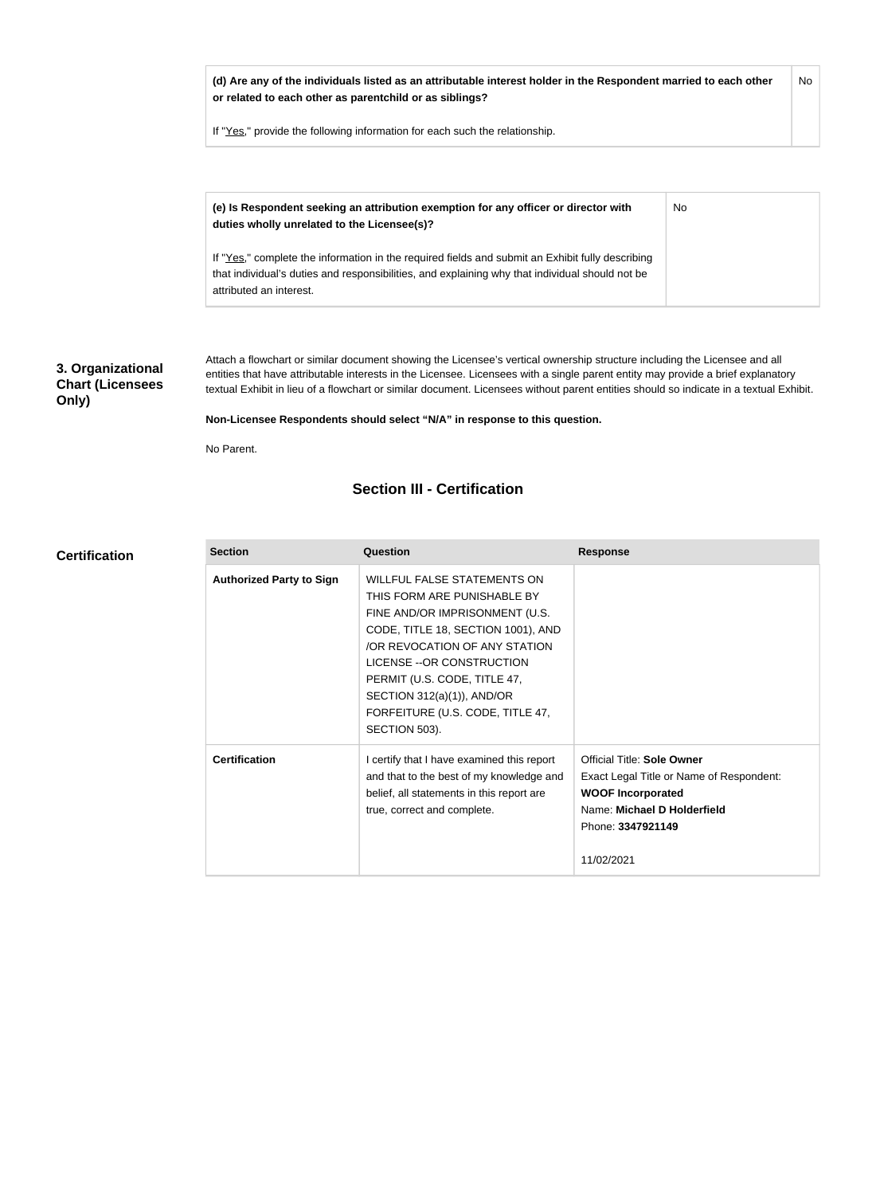| | |
|---|---|
| **(d) Are any of the individuals listed as an attributable interest holder in the Respondent married to each other or related to each other as parentchild or as siblings?**<br><br>If "Yes," provide the following information for each such the relationship. | No |

| | |
|---|---|
| **(e) Is Respondent seeking an attribution exemption for any officer or director with duties wholly unrelated to the Licensee(s)?**<br><br>If "Yes," complete the information in the required fields and submit an Exhibit fully describing that individual's duties and responsibilities, and explaining why that individual should not be attributed an interest. | No |

**3. Organizational Chart (Licensees Only)**

Attach a flowchart or similar document showing the Licensee's vertical ownership structure including the Licensee and all entities that have attributable interests in the Licensee. Licensees with a single parent entity may provide a brief explanatory textual Exhibit in lieu of a flowchart or similar document. Licensees without parent entities should so indicate in a textual Exhibit.

**Non-Licensee Respondents should select "N/A" in response to this question.**

No Parent.

## Section III - Certification

**Certification**

| Section | Question | Response |
|---|---|---|
| **Authorized Party to Sign** | WILLFUL FALSE STATEMENTS ON THIS FORM ARE PUNISHABLE BY FINE AND/OR IMPRISONMENT (U.S. CODE, TITLE 18, SECTION 1001), AND /OR REVOCATION OF ANY STATION LICENSE --OR CONSTRUCTION PERMIT (U.S. CODE, TITLE 47, SECTION 312(a)(1)), AND/OR FORFEITURE (U.S. CODE, TITLE 47, SECTION 503). | |
| **Certification** | I certify that I have examined this report and that to the best of my knowledge and belief, all statements in this report are true, correct and complete. | Official Title: **Sole Owner**<br>Exact Legal Title or Name of Respondent: **WOOF Incorporated**<br>Name: **Michael D Holderfield**<br>Phone: **3347921149**<br><br>11/02/2021 |